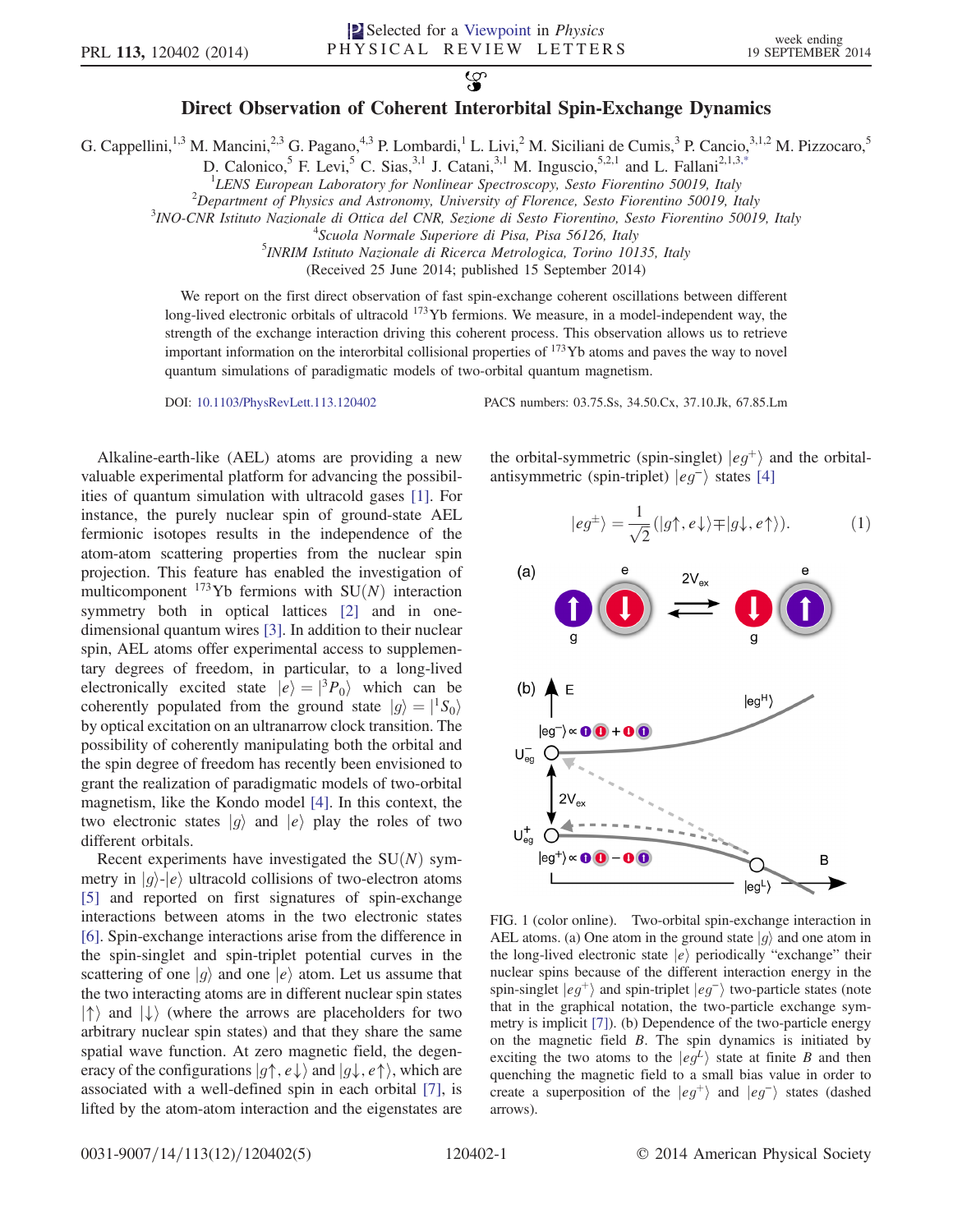# Direct Observation of Coherent Interorbital Spin-Exchange Dynamics

G. Cappellini,[1,3] M. Mancini,[2,3] G. Pagano,[4,3] P. Lombardi,[1] L. Livi,[2] M. Siciliani de Cumis,[3] P. Cancio,[3,1,2] M. Pizzocaro,[5] D. Calonico,[5] F. Levi,[5] C. Sias,[3,1] J. Catani,[3,1] M. Inguscio,[5,2,1] and L. Fallani[2,1,3,*]

[1]LENS European Laboratory for Nonlinear Spectroscopy, Sesto Fiorentino 50019, Italy
[2]Department of Physics and Astronomy, University of Florence, Sesto Fiorentino 50019, Italy
[3]INO-CNR Istituto Nazionale di Ottica del CNR, Sezione di Sesto Fiorentino, Sesto Fiorentino 50019, Italy
[4]Scuola Normale Superiore di Pisa, Pisa 56126, Italy
[5]INRIM Istituto Nazionale di Ricerca Metrologica, Torino 10135, Italy

(Received 25 June 2014; published 15 September 2014)

We report on the first direct observation of fast spin-exchange coherent oscillations between different long-lived electronic orbitals of ultracold $^{173}$Yb fermions. We measure, in a model-independent way, the strength of the exchange interaction driving this coherent process. This observation allows us to retrieve important information on the interorbital collisional properties of $^{173}$Yb atoms and paves the way to novel quantum simulations of paradigmatic models of two-orbital quantum magnetism.

DOI: 10.1103/PhysRevLett.113.120402 PACS numbers: 03.75.Ss, 34.50.Cx, 37.10.Jk, 67.85.Lm

Alkaline-earth-like (AEL) atoms are providing a new valuable experimental platform for advancing the possibilities of quantum simulation with ultracold gases [1]. For instance, the purely nuclear spin of ground-state AEL fermionic isotopes results in the independence of the atom-atom scattering properties from the nuclear spin projection. This feature has enabled the investigation of multicomponent $^{173}$Yb fermions with SU($N$) interaction symmetry both in optical lattices [2] and in one-dimensional quantum wires [3]. In addition to their nuclear spin, AEL atoms offer experimental access to supplementary degrees of freedom, in particular, to a long-lived electronically excited state $|e\rangle = |^3P_0\rangle$ which can be coherently populated from the ground state $|g\rangle = |^1S_0\rangle$ by optical excitation on an ultranarrow clock transition. The possibility of coherently manipulating both the orbital and the spin degree of freedom has recently been envisioned to grant the realization of paradigmatic models of two-orbital magnetism, like the Kondo model [4]. In this context, the two electronic states $|g\rangle$ and $|e\rangle$ play the roles of two different orbitals.

Recent experiments have investigated the SU($N$) symmetry in $|g\rangle$-$|e\rangle$ ultracold collisions of two-electron atoms [5] and reported on first signatures of spin-exchange interactions between atoms in the two electronic states [6]. Spin-exchange interactions arise from the difference in the spin-singlet and spin-triplet potential curves in the scattering of one $|g\rangle$ and one $|e\rangle$ atom. Let us assume that the two interacting atoms are in different nuclear spin states $|\uparrow\rangle$ and $|\downarrow\rangle$ (where the arrows are placeholders for two arbitrary nuclear spin states) and that they share the same spatial wave function. At zero magnetic field, the degeneracy of the configurations $|g\uparrow, e\downarrow\rangle$ and $|g\downarrow, e\uparrow\rangle$, which are associated with a well-defined spin in each orbital [7], is lifted by the atom-atom interaction and the eigenstates are the orbital-symmetric (spin-singlet) $|eg^+\rangle$ and the orbital-antisymmetric (spin-triplet) $|eg^-\rangle$ states [4]

$$|eg^{\pm}\rangle = \frac{1}{\sqrt{2}}(|g\uparrow, e\downarrow\rangle \mp |g\downarrow, e\uparrow\rangle). \quad (1)$$

FIG. 1 (color online). Two-orbital spin-exchange interaction in AEL atoms. (a) One atom in the ground state $|g\rangle$ and one atom in the long-lived electronic state $|e\rangle$ periodically "exchange" their nuclear spins because of the different interaction energy in the spin-singlet $|eg^+\rangle$ and spin-triplet $|eg^-\rangle$ two-particle states (note that in the graphical notation, the two-particle exchange symmetry is implicit [7]). (b) Dependence of the two-particle energy on the magnetic field $B$. The spin dynamics is initiated by exciting the two atoms to the $|eg^L\rangle$ state at finite $B$ and then quenching the magnetic field to a small bias value in order to create a superposition of the $|eg^+\rangle$ and $|eg^-\rangle$ states (dashed arrows).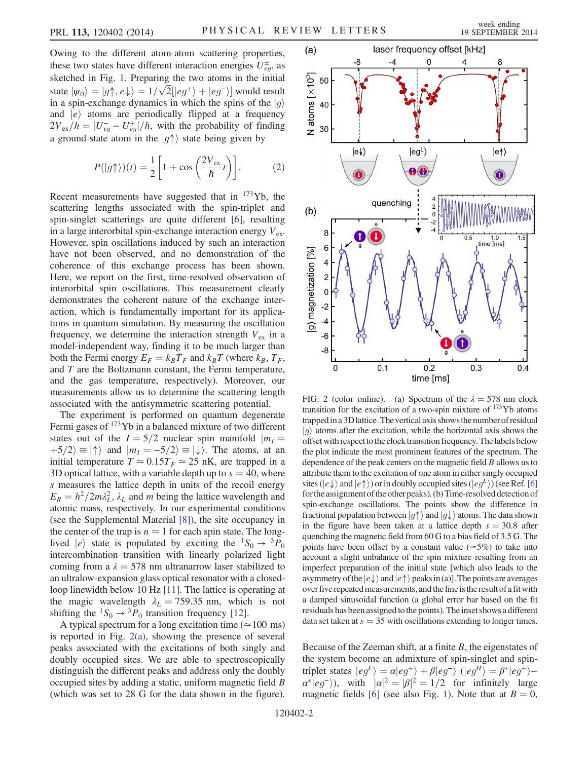Owing to the different atom-atom scattering properties, these two states have different interaction energies $U^{\pm}_{eg}$, as sketched in Fig. 1. Preparing the two atoms in the initial state $|\psi_0\rangle = |g\uparrow, e\downarrow\rangle = 1/\sqrt{2}[|eg^+\rangle + |eg^-\rangle]$ would result in a spin-exchange dynamics in which the spins of the $|g\rangle$ and $|e\rangle$ atoms are periodically flipped at a frequency $2V_{\text{ex}}/h = |U^-_{eg} - U^+_{eg}|/h$, with the probability of finding a ground-state atom in the $|g\uparrow\rangle$ state being given by

$$P(|g\uparrow\rangle)(t) = \frac{1}{2}\left[1 + \cos\left(\frac{2V_{\text{ex}}}{\hbar}t\right)\right]. \tag{2}$$

Recent measurements have suggested that in $^{173}$Yb, the scattering lengths associated with the spin-triplet and spin-singlet scatterings are quite different [6], resulting in a large interorbital spin-exchange interaction energy $V_{\text{ex}}$. However, spin oscillations induced by such an interaction have not been observed, and no demonstration of the coherence of this exchange process has been shown. Here, we report on the first, time-resolved observation of interorbital spin oscillations. This measurement clearly demonstrates the coherent nature of the exchange interaction, which is fundamentally important for its applications in quantum simulation. By measuring the oscillation frequency, we determine the interaction strength $V_{\text{ex}}$ in a model-independent way, finding it to be much larger than both the Fermi energy $E_F = k_B T_F$ and $k_B T$ (where $k_B$, $T_F$, and $T$ are the Boltzmann constant, the Fermi temperature, and the gas temperature, respectively). Moreover, our measurements allow us to determine the scattering length associated with the antisymmetric scattering potential.

The experiment is performed on quantum degenerate Fermi gases of $^{173}$Yb in a balanced mixture of two different states out of the $I = 5/2$ nuclear spin manifold $|m_I = +5/2\rangle \equiv |\uparrow\rangle$ and $|m_I = -5/2\rangle \equiv |\downarrow\rangle$. The atoms, at an initial temperature $T \simeq 0.15T_F \simeq 25$ nK, are trapped in a 3D optical lattice, with a variable depth up to $s = 40$, where $s$ measures the lattice depth in units of the recoil energy $E_R = h^2/2m\lambda_L^2$, $\lambda_L$ and $m$ being the lattice wavelength and atomic mass, respectively. In our experimental conditions (see the Supplemental Material [8]), the site occupancy in the center of the trap is $n \simeq 1$ for each spin state. The long-lived $|e\rangle$ state is populated by exciting the $^1S_0 \to {}^3P_0$ intercombination transition with linearly polarized light coming from a $\lambda = 578$ nm ultranarrow laser stabilized to an ultralow-expansion glass optical resonator with a closed-loop linewidth below 10 Hz [11]. The lattice is operating at the magic wavelength $\lambda_L = 759.35$ nm, which is not shifting the $^1S_0 \to {}^3P_0$ transition frequency [12].

A typical spectrum for a long excitation time ($\simeq$100 ms) is reported in Fig. 2(a), showing the presence of several peaks associated with the excitations of both singly and doubly occupied sites. We are able to spectroscopically distinguish the different peaks and address only the doubly occupied sites by adding a static, uniform magnetic field $B$ (which was set to 28 G for the data shown in the figure).

FIG. 2 (color online). (a) Spectrum of the $\lambda = 578$ nm clock transition for the excitation of a two-spin mixture of $^{173}$Yb atoms trapped in a 3D lattice. The vertical axis shows the number of residual $|g\rangle$ atoms after the excitation, while the horizontal axis shows the offset with respect to the clock transition frequency. The labels below the plot indicate the most prominent features of the spectrum. The dependence of the peak centers on the magnetic field $B$ allows us to attribute them to the excitation of one atom in either singly occupied sites ($|e\downarrow\rangle$ and $|e\uparrow\rangle$) or in doubly occupied sites ($|eg^L\rangle$) (see Ref. [6] for the assignment of the other peaks). (b) Time-resolved detection of spin-exchange oscillations. The points show the difference in fractional population between $|g\uparrow\rangle$ and $|g\downarrow\rangle$ atoms. The data shown in the figure have been taken at a lattice depth $s = 30.8$ after quenching the magnetic field from 60 G to a bias field of 3.5 G. The points have been offset by a constant value ($\simeq$5%) to take into account a slight unbalance of the spin mixture resulting from an imperfect preparation of the initial state [which also leads to the asymmetry of the $|e\downarrow\rangle$ and $|e\uparrow\rangle$ peaks in (a)]. The points are averages over five repeated measurements, and the line is the result of a fit with a damped sinusoidal function (a global error bar based on the fit residuals has been assigned to the points). The inset shows a different data set taken at $s = 35$ with oscillations extending to longer times.

Because of the Zeeman shift, at a finite $B$, the eigenstates of the system become an admixture of spin-singlet and spin-triplet states $|eg^L\rangle = \alpha|eg^+\rangle + \beta|eg^-\rangle$ ($|eg^H\rangle = \beta^*|eg^+\rangle - \alpha^*|eg^-\rangle$), with $|\alpha|^2 = |\beta|^2 = 1/2$ for infinitely large magnetic fields [6] (see also Fig. 1). Note that at $B = 0$,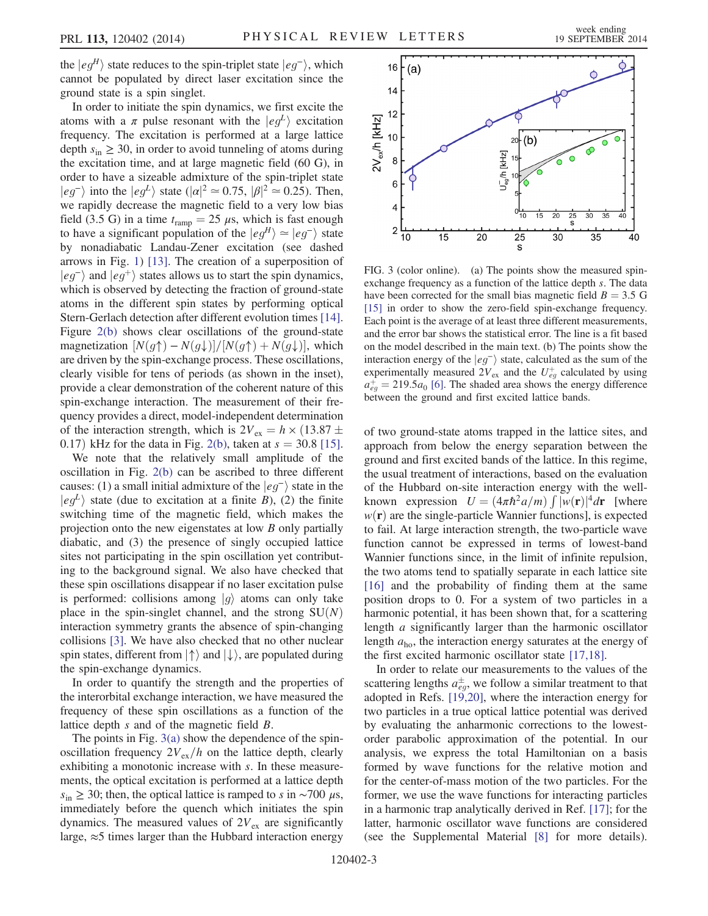the $|eg^H\rangle$ state reduces to the spin-triplet state $|eg^-\rangle$, which cannot be populated by direct laser excitation since the ground state is a spin singlet.

In order to initiate the spin dynamics, we first excite the atoms with a $\pi$ pulse resonant with the $|eg^L\rangle$ excitation frequency. The excitation is performed at a large lattice depth $s_{\rm in} \geq 30$, in order to avoid tunneling of atoms during the excitation time, and at large magnetic field (60 G), in order to have a sizeable admixture of the spin-triplet state $|eg^-\rangle$ into the $|eg^L\rangle$ state ($|\alpha|^2 \simeq 0.75$, $|\beta|^2 \simeq 0.25$). Then, we rapidly decrease the magnetic field to a very low bias field (3.5 G) in a time $t_{\rm ramp} = 25\ \mu$s, which is fast enough to have a significant population of the $|eg^H\rangle \simeq |eg^-\rangle$ state by nonadiabatic Landau-Zener excitation (see dashed arrows in Fig. 1) [13]. The creation of a superposition of $|eg^-\rangle$ and $|eg^+\rangle$ states allows us to start the spin dynamics, which is observed by detecting the fraction of ground-state atoms in the different spin states by performing optical Stern-Gerlach detection after different evolution times [14]. Figure 2(b) shows clear oscillations of the ground-state magnetization $[N(g\uparrow) - N(g\downarrow)]/[N(g\uparrow) + N(g\downarrow)]$, which are driven by the spin-exchange process. These oscillations, clearly visible for tens of periods (as shown in the inset), provide a clear demonstration of the coherent nature of this spin-exchange interaction. The measurement of their frequency provides a direct, model-independent determination of the interaction strength, which is $2V_{\rm ex} = h \times (13.87 \pm 0.17)$ kHz for the data in Fig. 2(b), taken at $s = 30.8$ [15].

We note that the relatively small amplitude of the oscillation in Fig. 2(b) can be ascribed to three different causes: (1) a small initial admixture of the $|eg^-\rangle$ state in the $|eg^L\rangle$ state (due to excitation at a finite $B$), (2) the finite switching time of the magnetic field, which makes the projection onto the new eigenstates at low $B$ only partially diabatic, and (3) the presence of singly occupied lattice sites not participating in the spin oscillation yet contributing to the background signal. We also have checked that these spin oscillations disappear if no laser excitation pulse is performed: collisions among $|g\rangle$ atoms can only take place in the spin-singlet channel, and the strong SU($N$) interaction symmetry grants the absence of spin-changing collisions [3]. We have also checked that no other nuclear spin states, different from $|\uparrow\rangle$ and $|\downarrow\rangle$, are populated during the spin-exchange dynamics.

In order to quantify the strength and the properties of the interorbital exchange interaction, we have measured the frequency of these spin oscillations as a function of the lattice depth $s$ and of the magnetic field $B$.

The points in Fig. 3(a) show the dependence of the spin-oscillation frequency $2V_{\rm ex}/h$ on the lattice depth, clearly exhibiting a monotonic increase with $s$. In these measurements, the optical excitation is performed at a lattice depth $s_{\rm in} \geq 30$; then, the optical lattice is ramped to $s$ in $\sim$700 $\mu$s, immediately before the quench which initiates the spin dynamics. The measured values of $2V_{\rm ex}$ are significantly large, $\approx$5 times larger than the Hubbard interaction energy

FIG. 3 (color online). (a) The points show the measured spin-exchange frequency as a function of the lattice depth $s$. The data have been corrected for the small bias magnetic field $B = 3.5$ G [15] in order to show the zero-field spin-exchange frequency. Each point is the average of at least three different measurements, and the error bar shows the statistical error. The line is a fit based on the model described in the main text. (b) The points show the interaction energy of the $|eg^-\rangle$ state, calculated as the sum of the experimentally measured $2V_{\rm ex}$ and the $U_{eg}^+$ calculated by using $a_{eg}^+ = 219.5a_0$ [6]. The shaded area shows the energy difference between the ground and first excited lattice bands.

of two ground-state atoms trapped in the lattice sites, and approach from below the energy separation between the ground and first excited bands of the lattice. In this regime, the usual treatment of interactions, based on the evaluation of the Hubbard on-site interaction energy with the well-known expression $U = (4\pi\hbar^2 a/m) \int |w(\mathbf{r})|^4 d\mathbf{r}$ [where $w(\mathbf{r})$ are the single-particle Wannier functions], is expected to fail. At large interaction strength, the two-particle wave function cannot be expressed in terms of lowest-band Wannier functions since, in the limit of infinite repulsion, the two atoms tend to spatially separate in each lattice site [16] and the probability of finding them at the same position drops to 0. For a system of two particles in a harmonic potential, it has been shown that, for a scattering length $a$ significantly larger than the harmonic oscillator length $a_{\rm ho}$, the interaction energy saturates at the energy of the first excited harmonic oscillator state [17,18].

In order to relate our measurements to the values of the scattering lengths $a_{eg}^{\pm}$, we follow a similar treatment to that adopted in Refs. [19,20], where the interaction energy for two particles in a true optical lattice potential was derived by evaluating the anharmonic corrections to the lowest-order parabolic approximation of the potential. In our analysis, we express the total Hamiltonian on a basis formed by wave functions for the relative motion and for the center-of-mass motion of the two particles. For the former, we use the wave functions for interacting particles in a harmonic trap analytically derived in Ref. [17]; for the latter, harmonic oscillator wave functions are considered (see the Supplemental Material [8] for more details).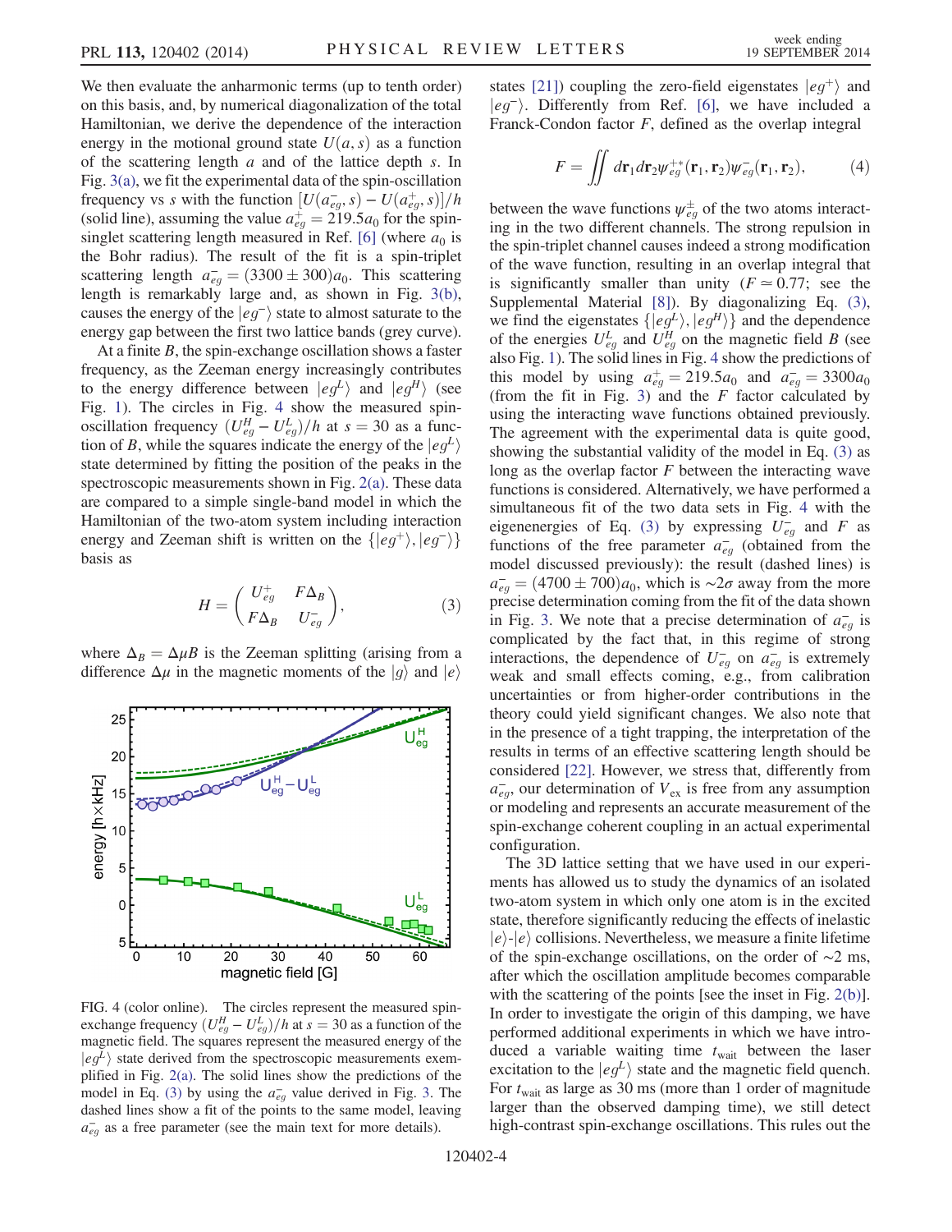We then evaluate the anharmonic terms (up to tenth order) on this basis, and, by numerical diagonalization of the total Hamiltonian, we derive the dependence of the interaction energy in the motional ground state $U(a, s)$ as a function of the scattering length $a$ and of the lattice depth $s$. In Fig. 3(a), we fit the experimental data of the spin-oscillation frequency vs $s$ with the function $[U(a_{eg}^{-}, s) - U(a_{eg}^{+}, s)]/h$ (solid line), assuming the value $a_{eg}^{+} = 219.5 a_0$ for the spin-singlet scattering length measured in Ref. [6] (where $a_0$ is the Bohr radius). The result of the fit is a spin-triplet scattering length $a_{eg}^{-} = (3300 \pm 300) a_0$. This scattering length is remarkably large and, as shown in Fig. 3(b), causes the energy of the $|eg^{-}\rangle$ state to almost saturate to the energy gap between the first two lattice bands (grey curve).

At a finite $B$, the spin-exchange oscillation shows a faster frequency, as the Zeeman energy increasingly contributes to the energy difference between $|eg^{L}\rangle$ and $|eg^{H}\rangle$ (see Fig. 1). The circles in Fig. 4 show the measured spin-oscillation frequency $(U_{eg}^{H} - U_{eg}^{L})/h$ at $s = 30$ as a function of $B$, while the squares indicate the energy of the $|eg^{L}\rangle$ state determined by fitting the position of the peaks in the spectroscopic measurements shown in Fig. 2(a). These data are compared to a simple single-band model in which the Hamiltonian of the two-atom system including interaction energy and Zeeman shift is written on the $\{|eg^{+}\rangle, |eg^{-}\rangle\}$ basis as

$$H = \begin{pmatrix} U_{eg}^{+} & F\Delta_B \\ F\Delta_B & U_{eg}^{-} \end{pmatrix}, \tag{3}$$

where $\Delta_B = \Delta\mu B$ is the Zeeman splitting (arising from a difference $\Delta\mu$ in the magnetic moments of the $|g\rangle$ and $|e\rangle$ states [21]) coupling the zero-field eigenstates $|eg^{+}\rangle$ and $|eg^{-}\rangle$. Differently from Ref. [6], we have included a Franck-Condon factor $F$, defined as the overlap integral

$$F = \iint d\mathbf{r}_1 d\mathbf{r}_2 \psi_{eg}^{+*}(\mathbf{r}_1, \mathbf{r}_2) \psi_{eg}^{-}(\mathbf{r}_1, \mathbf{r}_2), \tag{4}$$

between the wave functions $\psi_{eg}^{\pm}$ of the two atoms interacting in the two different channels. The strong repulsion in the spin-triplet channel causes indeed a strong modification of the wave function, resulting in an overlap integral that is significantly smaller than unity ($F \simeq 0.77$; see the Supplemental Material [8]). By diagonalizing Eq. (3), we find the eigenstates $\{|eg^{L}\rangle, |eg^{H}\rangle\}$ and the dependence of the energies $U_{eg}^{L}$ and $U_{eg}^{H}$ on the magnetic field $B$ (see also Fig. 1). The solid lines in Fig. 4 show the predictions of this model by using $a_{eg}^{+} = 219.5 a_0$ and $a_{eg}^{-} = 3300 a_0$ (from the fit in Fig. 3) and the $F$ factor calculated by using the interacting wave functions obtained previously. The agreement with the experimental data is quite good, showing the substantial validity of the model in Eq. (3) as long as the overlap factor $F$ between the interacting wave functions is considered. Alternatively, we have performed a simultaneous fit of the two data sets in Fig. 4 with the eigenenergies of Eq. (3) by expressing $U_{eg}^{-}$ and $F$ as functions of the free parameter $a_{eg}^{-}$ (obtained from the model discussed previously): the result (dashed lines) is $a_{eg}^{-} = (4700 \pm 700) a_0$, which is $\sim 2\sigma$ away from the more precise determination coming from the fit of the data shown in Fig. 3. We note that a precise determination of $a_{eg}^{-}$ is complicated by the fact that, in this regime of strong interactions, the dependence of $U_{eg}^{-}$ on $a_{eg}^{-}$ is extremely weak and small effects coming, e.g., from calibration uncertainties or from higher-order contributions in the theory could yield significant changes. We also note that in the presence of a tight trapping, the interpretation of the results in terms of an effective scattering length should be considered [22]. However, we stress that, differently from $a_{eg}^{-}$, our determination of $V_{\mathrm{ex}}$ is free from any assumption or modeling and represents an accurate measurement of the spin-exchange coherent coupling in an actual experimental configuration.

FIG. 4 (color online). The circles represent the measured spin-exchange frequency $(U_{eg}^{H} - U_{eg}^{L})/h$ at $s = 30$ as a function of the magnetic field. The squares represent the measured energy of the $|eg^{L}\rangle$ state derived from the spectroscopic measurements exemplified in Fig. 2(a). The solid lines show the predictions of the model in Eq. (3) by using the $a_{eg}^{-}$ value derived in Fig. 3. The dashed lines show a fit of the points to the same model, leaving $a_{eg}^{-}$ as a free parameter (see the main text for more details).

The 3D lattice setting that we have used in our experiments has allowed us to study the dynamics of an isolated two-atom system in which only one atom is in the excited state, therefore significantly reducing the effects of inelastic $|e\rangle$-$|e\rangle$ collisions. Nevertheless, we measure a finite lifetime of the spin-exchange oscillations, on the order of $\sim 2$ ms, after which the oscillation amplitude becomes comparable with the scattering of the points [see the inset in Fig. 2(b)]. In order to investigate the origin of this damping, we have performed additional experiments in which we have introduced a variable waiting time $t_{\mathrm{wait}}$ between the laser excitation to the $|eg^{L}\rangle$ state and the magnetic field quench. For $t_{\mathrm{wait}}$ as large as 30 ms (more than 1 order of magnitude larger than the observed damping time), we still detect high-contrast spin-exchange oscillations. This rules out the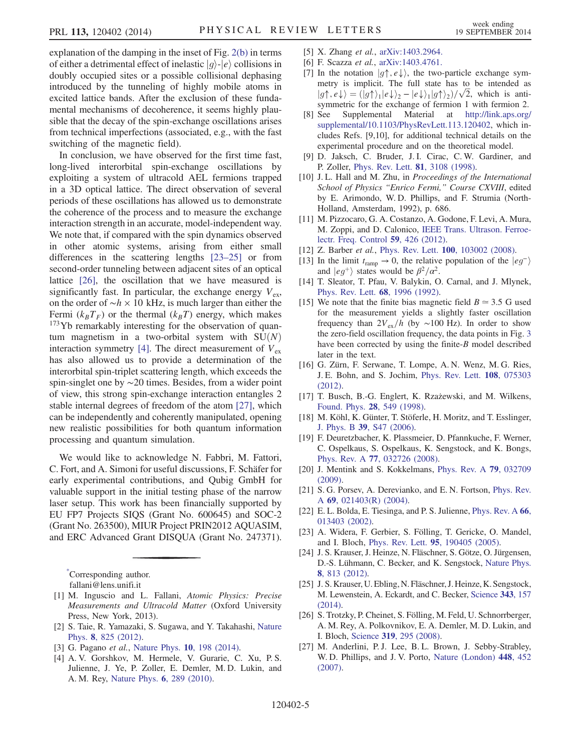explanation of the damping in the inset of Fig. 2(b) in terms of either a detrimental effect of inelastic $|g\rangle$-$|e\rangle$ collisions in doubly occupied sites or a possible collisional dephasing introduced by the tunneling of highly mobile atoms in excited lattice bands. After the exclusion of these fundamental mechanisms of decoherence, it seems highly plausible that the decay of the spin-exchange oscillations arises from technical imperfections (associated, e.g., with the fast switching of the magnetic field).

In conclusion, we have observed for the first time fast, long-lived interorbital spin-exchange oscillations by exploiting a system of ultracold AEL fermions trapped in a 3D optical lattice. The direct observation of several periods of these oscillations has allowed us to demonstrate the coherence of the process and to measure the exchange interaction strength in an accurate, model-independent way. We note that, if compared with the spin dynamics observed in other atomic systems, arising from either small differences in the scattering lengths [23–25] or from second-order tunneling between adjacent sites of an optical lattice [26], the oscillation that we have measured is significantly fast. In particular, the exchange energy $V_{ex}$, on the order of $\sim h \times 10$ kHz, is much larger than either the Fermi ($k_B T_F$) or the thermal ($k_B T$) energy, which makes $^{173}$Yb remarkably interesting for the observation of quantum magnetism in a two-orbital system with SU($N$) interaction symmetry [4]. The direct measurement of $V_{ex}$ has also allowed us to provide a determination of the interorbital spin-triplet scattering length, which exceeds the spin-singlet one by $\sim$20 times. Besides, from a wider point of view, this strong spin-exchange interaction entangles 2 stable internal degrees of freedom of the atom [27], which can be independently and coherently manipulated, opening new realistic possibilities for both quantum information processing and quantum simulation.

We would like to acknowledge N. Fabbri, M. Fattori, C. Fort, and A. Simoni for useful discussions, F. Schäfer for early experimental contributions, and Qubig GmbH for valuable support in the initial testing phase of the narrow laser setup. This work has been financially supported by EU FP7 Projects SIQS (Grant No. 600645) and SOC-2 (Grant No. 263500), MIUR Project PRIN2012 AQUASIM, and ERC Advanced Grant DISQUA (Grant No. 247371).

---

[*]Corresponding author.
fallani@lens.unifi.it

[1] M. Inguscio and L. Fallani, *Atomic Physics: Precise Measurements and Ultracold Matter* (Oxford University Press, New York, 2013).

[2] S. Taie, R. Yamazaki, S. Sugawa, and Y. Takahashi, Nature Phys. **8**, 825 (2012).

[3] G. Pagano *et al.*, Nature Phys. **10**, 198 (2014).

[4] A. V. Gorshkov, M. Hermele, V. Gurarie, C. Xu, P. S. Julienne, J. Ye, P. Zoller, E. Demler, M. D. Lukin, and A. M. Rey, Nature Phys. **6**, 289 (2010).

[5] X. Zhang *et al.*, arXiv:1403.2964.

[6] F. Scazza *et al.*, arXiv:1403.4761.

[7] In the notation $|g\uparrow, e\downarrow\rangle$, the two-particle exchange symmetry is implicit. The full state has to be intended as $|g\uparrow, e\downarrow\rangle = (|g\uparrow\rangle_1 |e\downarrow\rangle_2 - |e\downarrow\rangle_1 |g\uparrow\rangle_2)/\sqrt{2}$, which is antisymmetric for the exchange of fermion 1 with fermion 2.

[8] See Supplemental Material at http://link.aps.org/supplemental/10.1103/PhysRevLett.113.120402, which includes Refs. [9,10], for additional technical details on the experimental procedure and on the theoretical model.

[9] D. Jaksch, C. Bruder, J. I. Cirac, C. W. Gardiner, and P. Zoller, Phys. Rev. Lett. **81**, 3108 (1998).

[10] J. L. Hall and M. Zhu, in *Proceedings of the International School of Physics "Enrico Fermi," Course CXVIII*, edited by E. Arimondo, W. D. Phillips, and F. Strumia (North-Holland, Amsterdam, 1992), p. 686.

[11] M. Pizzocaro, G. A. Costanzo, A. Godone, F. Levi, A. Mura, M. Zoppi, and D. Calonico, IEEE Trans. Ultrason. Ferroelectr. Freq. Control **59**, 426 (2012).

[12] Z. Barber *et al.*, Phys. Rev. Lett. **100**, 103002 (2008).

[13] In the limit $t_{ramp} \to 0$, the relative population of the $|eg^-\rangle$ and $|eg^+\rangle$ states would be $\beta^2/\alpha^2$.

[14] T. Sleator, T. Pfau, V. Balykin, O. Carnal, and J. Mlynek, Phys. Rev. Lett. **68**, 1996 (1992).

[15] We note that the finite bias magnetic field $B \simeq 3.5$ G used for the measurement yields a slightly faster oscillation frequency than $2V_{ex}/h$ (by $\sim$100 Hz). In order to show the zero-field oscillation frequency, the data points in Fig. 3 have been corrected by using the finite-$B$ model described later in the text.

[16] G. Zürn, F. Serwane, T. Lompe, A. N. Wenz, M. G. Ries, J. E. Bohn, and S. Jochim, Phys. Rev. Lett. **108**, 075303 (2012).

[17] T. Busch, B.-G. Englert, K. Rzażewski, and M. Wilkens, Found. Phys. **28**, 549 (1998).

[18] M. Köhl, K. Günter, T. Stöferle, H. Moritz, and T. Esslinger, J. Phys. B **39**, S47 (2006).

[19] F. Deuretzbacher, K. Plassmeier, D. Pfannkuche, F. Werner, C. Ospelkaus, S. Ospelkaus, K. Sengstock, and K. Bongs, Phys. Rev. A **77**, 032726 (2008).

[20] J. Mentink and S. Kokkelmans, Phys. Rev. A **79**, 032709 (2009).

[21] S. G. Porsev, A. Derevianko, and E. N. Fortson, Phys. Rev. A **69**, 021403(R) (2004).

[22] E. L. Bolda, E. Tiesinga, and P. S. Julienne, Phys. Rev. A **66**, 013403 (2002).

[23] A. Widera, F. Gerbier, S. Fölling, T. Gericke, O. Mandel, and I. Bloch, Phys. Rev. Lett. **95**, 190405 (2005).

[24] J. S. Krauser, J. Heinze, N. Fläschner, S. Götze, O. Jürgensen, D.-S. Lühmann, C. Becker, and K. Sengstock, Nature Phys. **8**, 813 (2012).

[25] J. S. Krauser, U. Ebling, N. Fläschner, J. Heinze, K. Sengstock, M. Lewenstein, A. Eckardt, and C. Becker, Science **343**, 157 (2014).

[26] S. Trotzky, P. Cheinet, S. Fölling, M. Feld, U. Schnorrberger, A. M. Rey, A. Polkovnikov, E. A. Demler, M. D. Lukin, and I. Bloch, Science **319**, 295 (2008).

[27] M. Anderlini, P. J. Lee, B. L. Brown, J. Sebby-Strabley, W. D. Phillips, and J. V. Porto, Nature (London) **448**, 452 (2007).